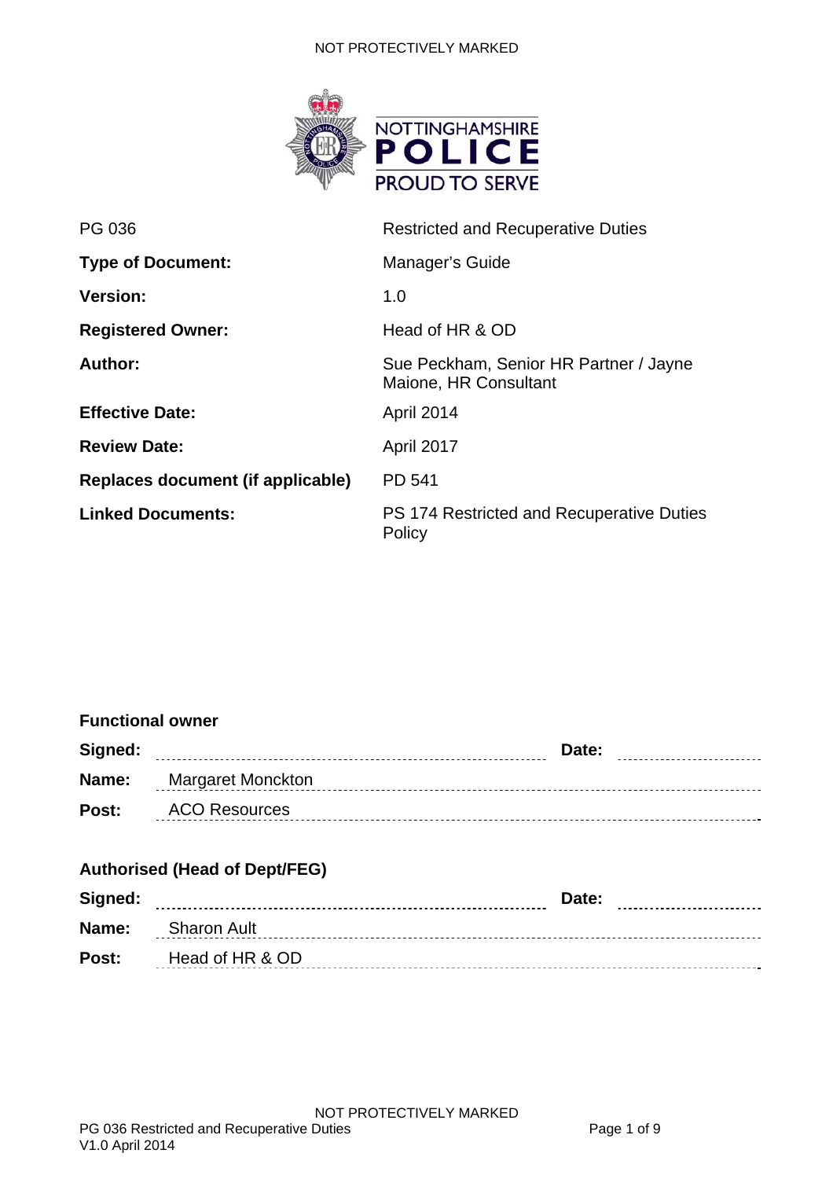| PG 036 | Restricted and Recuperative Duties |
|---|---|
| **Type of Document:** | Manager's Guide |
| **Version:** | 1.0 |
| **Registered Owner:** | Head of HR & OD |
| **Author:** | Sue Peckham, Senior HR Partner / Jayne Maione, HR Consultant |
| **Effective Date:** | April 2014 |
| **Review Date:** | April 2017 |
| **Replaces document (if applicable)** | PD 541 |
| **Linked Documents:** | PS 174 Restricted and Recuperative Duties Policy |

**Functional owner**

**Signed:** ______________________ **Date:** ____________

**Name:** Margaret Monckton

**Post:** ACO Resources

**Authorised (Head of Dept/FEG)**

**Signed:** ______________________ **Date:** ____________

**Name:** Sharon Ault

**Post:** Head of HR & OD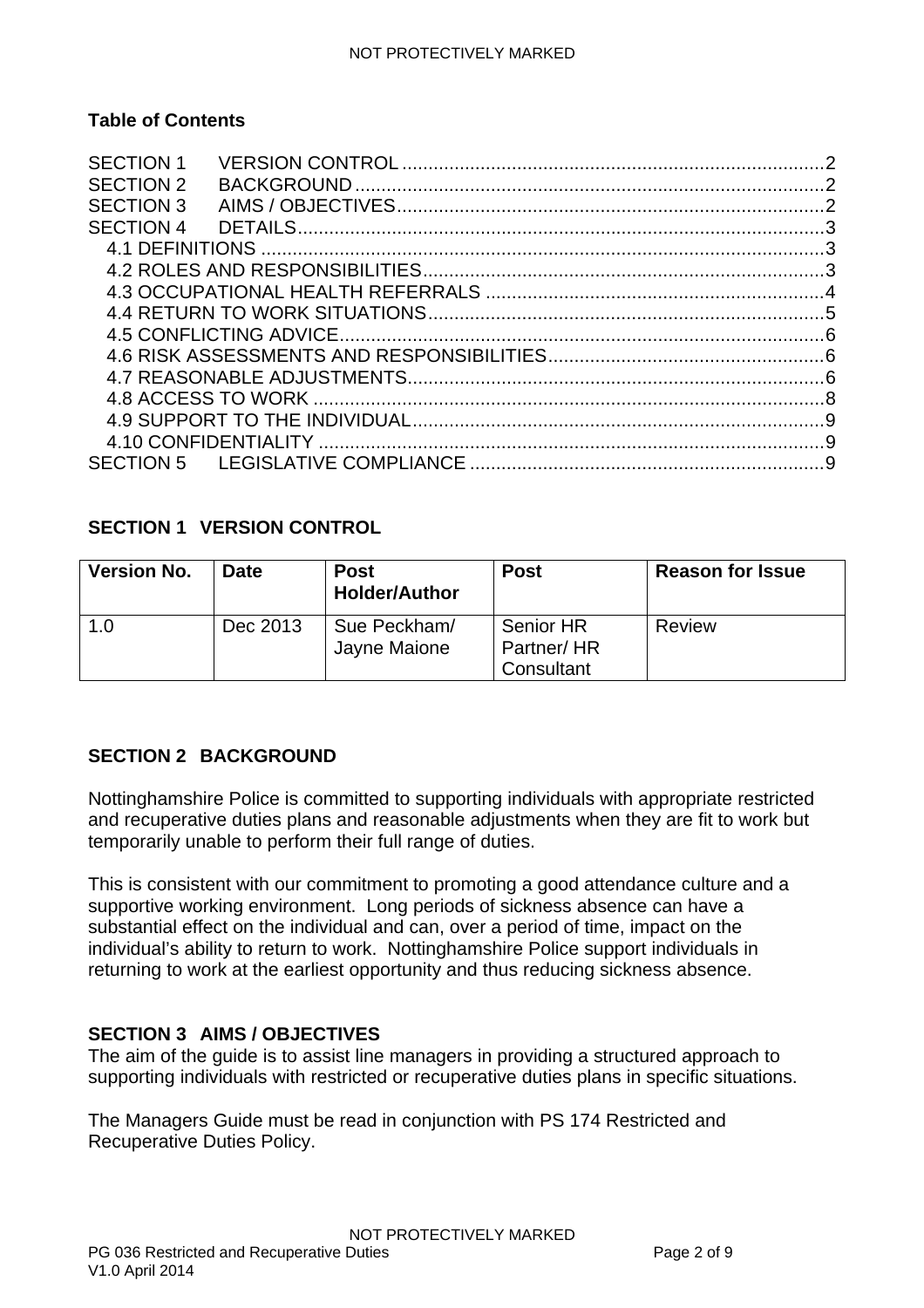**Table of Contents**

SECTION 1 VERSION CONTROL ..... 2
SECTION 2 BACKGROUND ..... 2
SECTION 3 AIMS / OBJECTIVES ..... 2
SECTION 4 DETAILS ..... 3
- 4.1 DEFINITIONS ..... 3
- 4.2 ROLES AND RESPONSIBILITIES ..... 3
- 4.3 OCCUPATIONAL HEALTH REFERRALS ..... 4
- 4.4 RETURN TO WORK SITUATIONS ..... 5
- 4.5 CONFLICTING ADVICE ..... 6
- 4.6 RISK ASSESSMENTS AND RESPONSIBILITIES ..... 6
- 4.7 REASONABLE ADJUSTMENTS ..... 6
- 4.8 ACCESS TO WORK ..... 8
- 4.9 SUPPORT TO THE INDIVIDUAL ..... 9
- 4.10 CONFIDENTIALITY ..... 9

SECTION 5 LEGISLATIVE COMPLIANCE ..... 9

## SECTION 1 VERSION CONTROL

| Version No. | Date | Post Holder/Author | Post | Reason for Issue |
|---|---|---|---|---|
| 1.0 | Dec 2013 | Sue Peckham/ Jayne Maione | Senior HR Partner/ HR Consultant | Review |

## SECTION 2 BACKGROUND

Nottinghamshire Police is committed to supporting individuals with appropriate restricted and recuperative duties plans and reasonable adjustments when they are fit to work but temporarily unable to perform their full range of duties.

This is consistent with our commitment to promoting a good attendance culture and a supportive working environment. Long periods of sickness absence can have a substantial effect on the individual and can, over a period of time, impact on the individual's ability to return to work. Nottinghamshire Police support individuals in returning to work at the earliest opportunity and thus reducing sickness absence.

## SECTION 3 AIMS / OBJECTIVES

The aim of the guide is to assist line managers in providing a structured approach to supporting individuals with restricted or recuperative duties plans in specific situations.

The Managers Guide must be read in conjunction with PS 174 Restricted and Recuperative Duties Policy.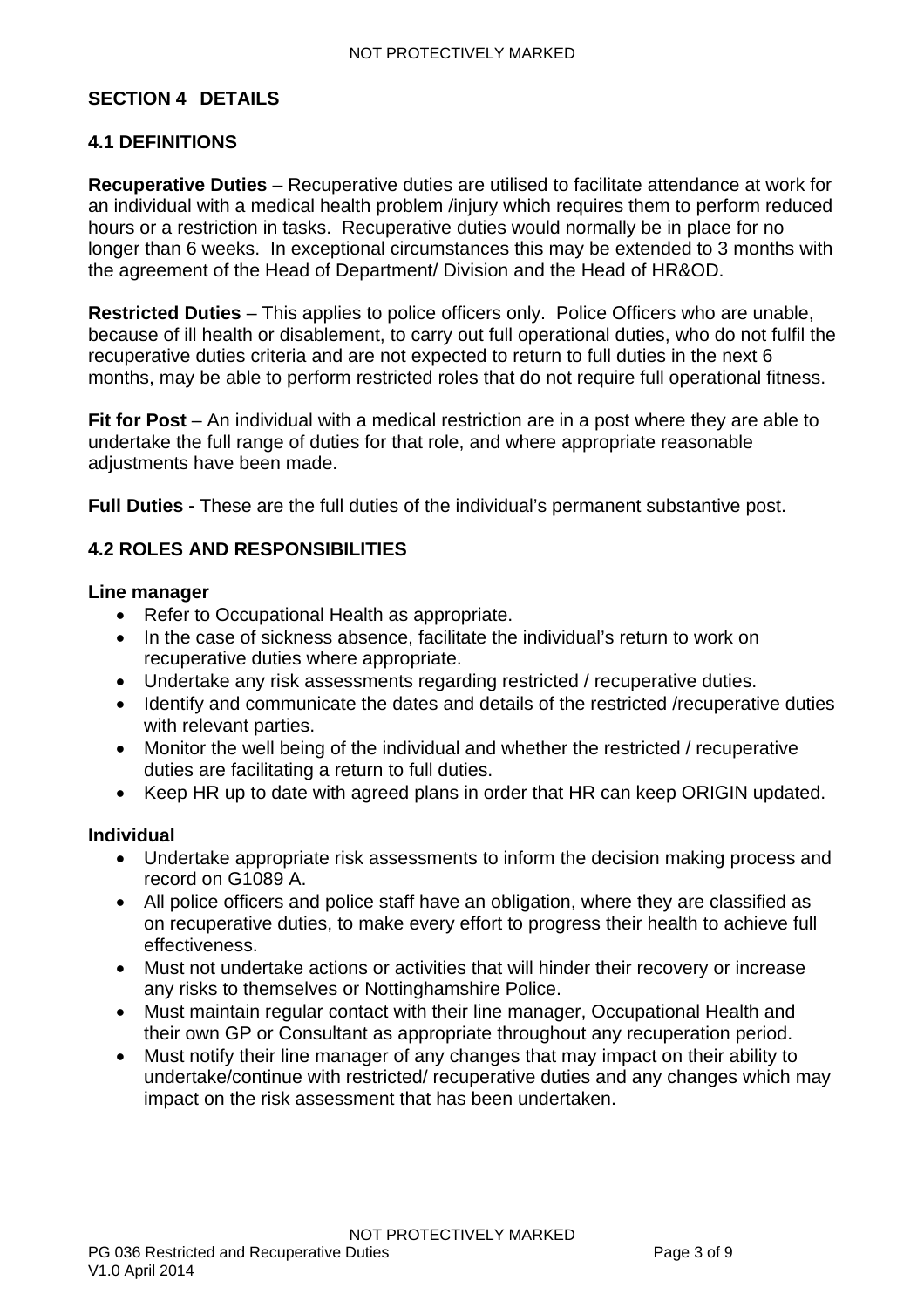## SECTION 4 DETAILS

### 4.1 DEFINITIONS

**Recuperative Duties** – Recuperative duties are utilised to facilitate attendance at work for an individual with a medical health problem /injury which requires them to perform reduced hours or a restriction in tasks. Recuperative duties would normally be in place for no longer than 6 weeks. In exceptional circumstances this may be extended to 3 months with the agreement of the Head of Department/ Division and the Head of HR&OD.

**Restricted Duties** – This applies to police officers only. Police Officers who are unable, because of ill health or disablement, to carry out full operational duties, who do not fulfil the recuperative duties criteria and are not expected to return to full duties in the next 6 months, may be able to perform restricted roles that do not require full operational fitness.

**Fit for Post** – An individual with a medical restriction are in a post where they are able to undertake the full range of duties for that role, and where appropriate reasonable adjustments have been made.

**Full Duties -** These are the full duties of the individual's permanent substantive post.

### 4.2 ROLES AND RESPONSIBILITIES

**Line manager**

- Refer to Occupational Health as appropriate.
- In the case of sickness absence, facilitate the individual's return to work on recuperative duties where appropriate.
- Undertake any risk assessments regarding restricted / recuperative duties.
- Identify and communicate the dates and details of the restricted /recuperative duties with relevant parties.
- Monitor the well being of the individual and whether the restricted / recuperative duties are facilitating a return to full duties.
- Keep HR up to date with agreed plans in order that HR can keep ORIGIN updated.

**Individual**

- Undertake appropriate risk assessments to inform the decision making process and record on G1089 A.
- All police officers and police staff have an obligation, where they are classified as on recuperative duties, to make every effort to progress their health to achieve full effectiveness.
- Must not undertake actions or activities that will hinder their recovery or increase any risks to themselves or Nottinghamshire Police.
- Must maintain regular contact with their line manager, Occupational Health and their own GP or Consultant as appropriate throughout any recuperation period.
- Must notify their line manager of any changes that may impact on their ability to undertake/continue with restricted/ recuperative duties and any changes which may impact on the risk assessment that has been undertaken.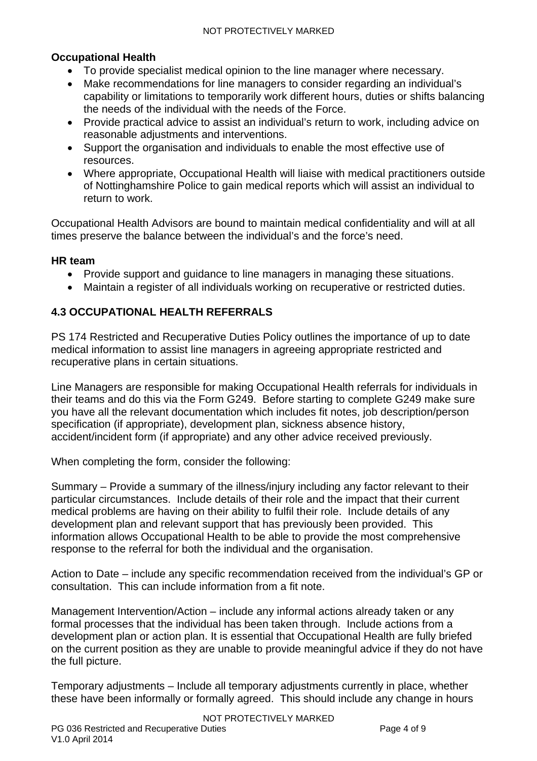**Occupational Health**

- To provide specialist medical opinion to the line manager where necessary.
- Make recommendations for line managers to consider regarding an individual's capability or limitations to temporarily work different hours, duties or shifts balancing the needs of the individual with the needs of the Force.
- Provide practical advice to assist an individual's return to work, including advice on reasonable adjustments and interventions.
- Support the organisation and individuals to enable the most effective use of resources.
- Where appropriate, Occupational Health will liaise with medical practitioners outside of Nottinghamshire Police to gain medical reports which will assist an individual to return to work.

Occupational Health Advisors are bound to maintain medical confidentiality and will at all times preserve the balance between the individual's and the force's need.

**HR team**

- Provide support and guidance to line managers in managing these situations.
- Maintain a register of all individuals working on recuperative or restricted duties.

## 4.3 OCCUPATIONAL HEALTH REFERRALS

PS 174 Restricted and Recuperative Duties Policy outlines the importance of up to date medical information to assist line managers in agreeing appropriate restricted and recuperative plans in certain situations.

Line Managers are responsible for making Occupational Health referrals for individuals in their teams and do this via the Form G249. Before starting to complete G249 make sure you have all the relevant documentation which includes fit notes, job description/person specification (if appropriate), development plan, sickness absence history, accident/incident form (if appropriate) and any other advice received previously.

When completing the form, consider the following:

Summary – Provide a summary of the illness/injury including any factor relevant to their particular circumstances. Include details of their role and the impact that their current medical problems are having on their ability to fulfil their role. Include details of any development plan and relevant support that has previously been provided. This information allows Occupational Health to be able to provide the most comprehensive response to the referral for both the individual and the organisation.

Action to Date – include any specific recommendation received from the individual's GP or consultation. This can include information from a fit note.

Management Intervention/Action – include any informal actions already taken or any formal processes that the individual has been taken through. Include actions from a development plan or action plan. It is essential that Occupational Health are fully briefed on the current position as they are unable to provide meaningful advice if they do not have the full picture.

Temporary adjustments – Include all temporary adjustments currently in place, whether these have been informally or formally agreed. This should include any change in hours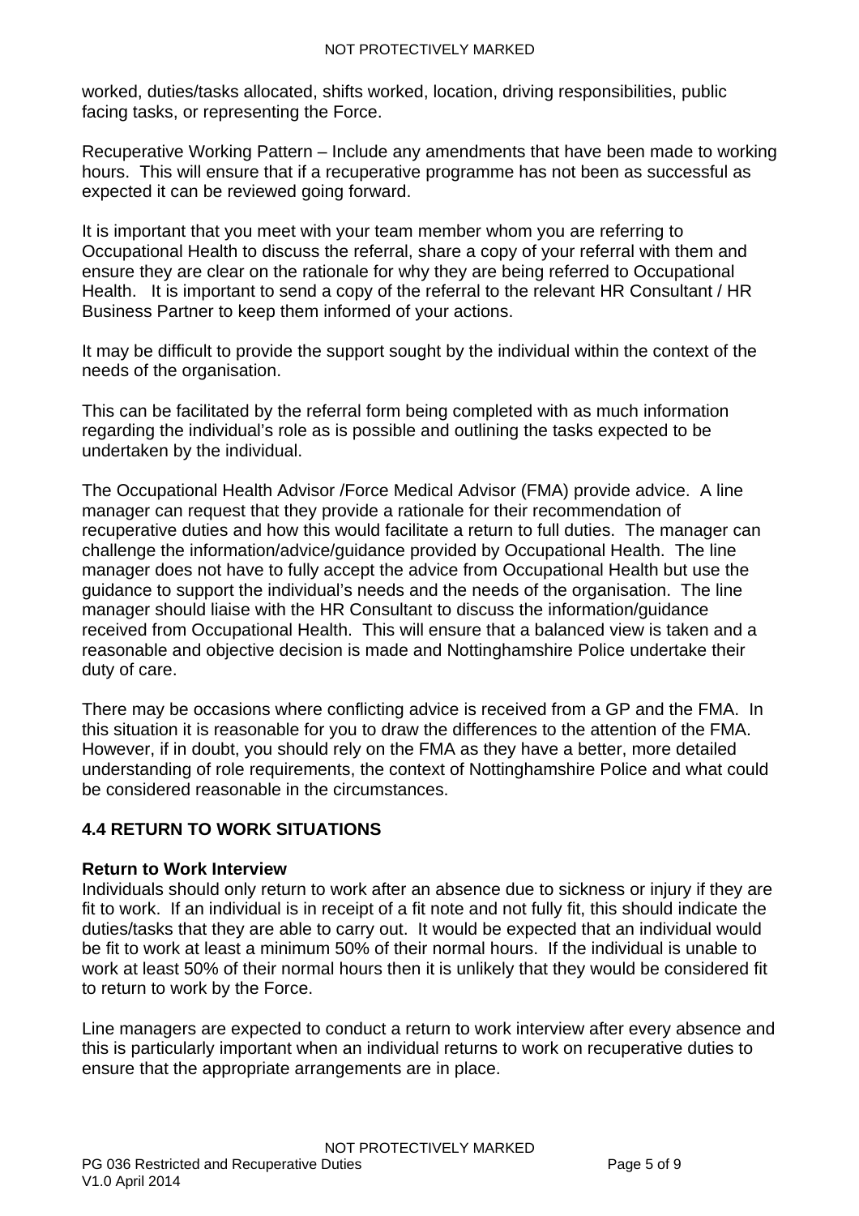worked, duties/tasks allocated, shifts worked, location, driving responsibilities, public facing tasks, or representing the Force.

Recuperative Working Pattern – Include any amendments that have been made to working hours. This will ensure that if a recuperative programme has not been as successful as expected it can be reviewed going forward.

It is important that you meet with your team member whom you are referring to Occupational Health to discuss the referral, share a copy of your referral with them and ensure they are clear on the rationale for why they are being referred to Occupational Health. It is important to send a copy of the referral to the relevant HR Consultant / HR Business Partner to keep them informed of your actions.

It may be difficult to provide the support sought by the individual within the context of the needs of the organisation.

This can be facilitated by the referral form being completed with as much information regarding the individual's role as is possible and outlining the tasks expected to be undertaken by the individual.

The Occupational Health Advisor /Force Medical Advisor (FMA) provide advice. A line manager can request that they provide a rationale for their recommendation of recuperative duties and how this would facilitate a return to full duties. The manager can challenge the information/advice/guidance provided by Occupational Health. The line manager does not have to fully accept the advice from Occupational Health but use the guidance to support the individual's needs and the needs of the organisation. The line manager should liaise with the HR Consultant to discuss the information/guidance received from Occupational Health. This will ensure that a balanced view is taken and a reasonable and objective decision is made and Nottinghamshire Police undertake their duty of care.

There may be occasions where conflicting advice is received from a GP and the FMA. In this situation it is reasonable for you to draw the differences to the attention of the FMA. However, if in doubt, you should rely on the FMA as they have a better, more detailed understanding of role requirements, the context of Nottinghamshire Police and what could be considered reasonable in the circumstances.

## 4.4 RETURN TO WORK SITUATIONS

**Return to Work Interview**

Individuals should only return to work after an absence due to sickness or injury if they are fit to work. If an individual is in receipt of a fit note and not fully fit, this should indicate the duties/tasks that they are able to carry out. It would be expected that an individual would be fit to work at least a minimum 50% of their normal hours. If the individual is unable to work at least 50% of their normal hours then it is unlikely that they would be considered fit to return to work by the Force.

Line managers are expected to conduct a return to work interview after every absence and this is particularly important when an individual returns to work on recuperative duties to ensure that the appropriate arrangements are in place.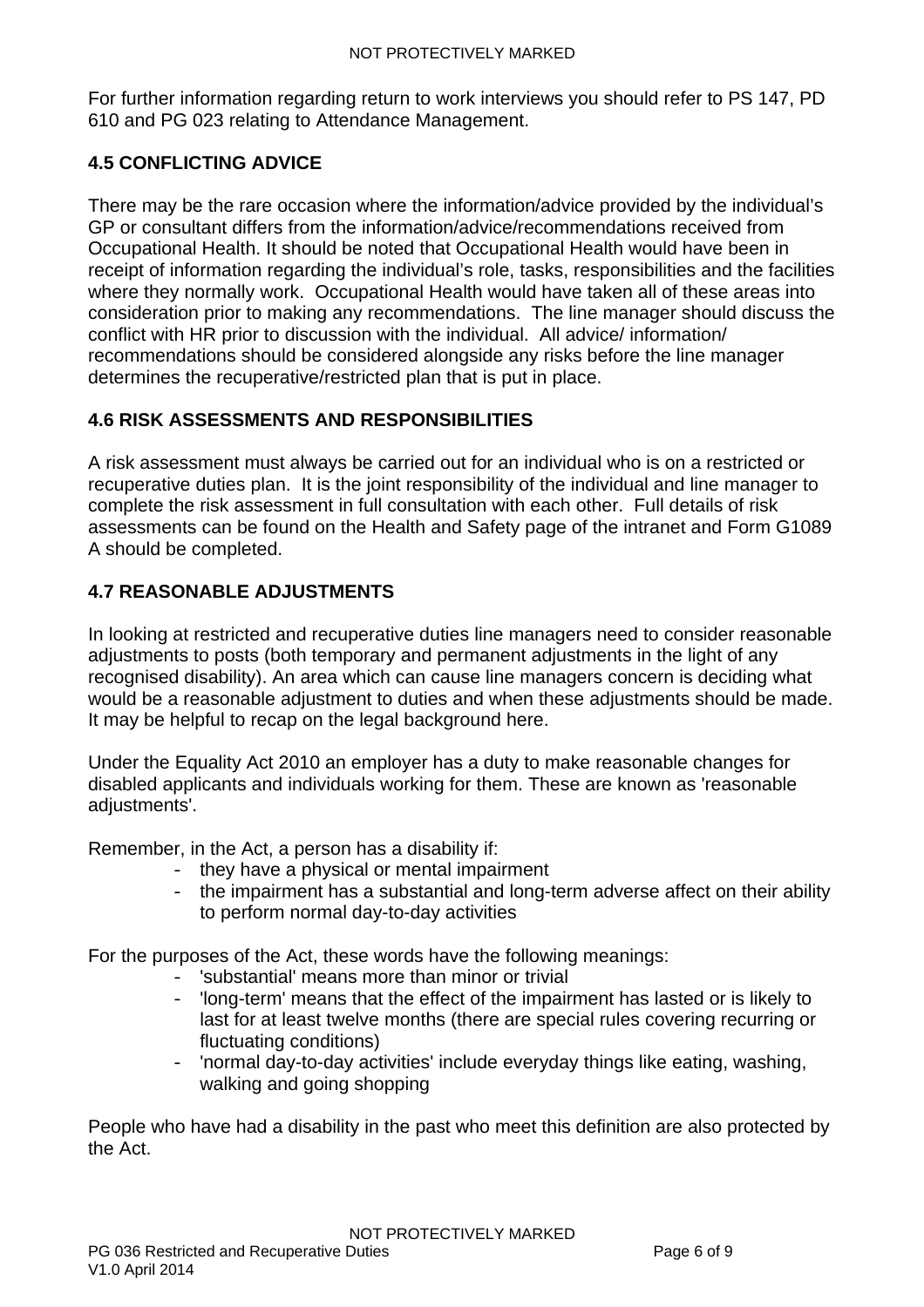For further information regarding return to work interviews you should refer to PS 147, PD 610 and PG 023 relating to Attendance Management.

### 4.5 CONFLICTING ADVICE

There may be the rare occasion where the information/advice provided by the individual's GP or consultant differs from the information/advice/recommendations received from Occupational Health. It should be noted that Occupational Health would have been in receipt of information regarding the individual's role, tasks, responsibilities and the facilities where they normally work. Occupational Health would have taken all of these areas into consideration prior to making any recommendations. The line manager should discuss the conflict with HR prior to discussion with the individual. All advice/ information/ recommendations should be considered alongside any risks before the line manager determines the recuperative/restricted plan that is put in place.

### 4.6 RISK ASSESSMENTS AND RESPONSIBILITIES

A risk assessment must always be carried out for an individual who is on a restricted or recuperative duties plan. It is the joint responsibility of the individual and line manager to complete the risk assessment in full consultation with each other. Full details of risk assessments can be found on the Health and Safety page of the intranet and Form G1089 A should be completed.

### 4.7 REASONABLE ADJUSTMENTS

In looking at restricted and recuperative duties line managers need to consider reasonable adjustments to posts (both temporary and permanent adjustments in the light of any recognised disability). An area which can cause line managers concern is deciding what would be a reasonable adjustment to duties and when these adjustments should be made. It may be helpful to recap on the legal background here.

Under the Equality Act 2010 an employer has a duty to make reasonable changes for disabled applicants and individuals working for them. These are known as 'reasonable adjustments'.

Remember, in the Act, a person has a disability if:

- they have a physical or mental impairment
- the impairment has a substantial and long-term adverse affect on their ability to perform normal day-to-day activities

For the purposes of the Act, these words have the following meanings:

- 'substantial' means more than minor or trivial
- 'long-term' means that the effect of the impairment has lasted or is likely to last for at least twelve months (there are special rules covering recurring or fluctuating conditions)
- 'normal day-to-day activities' include everyday things like eating, washing, walking and going shopping

People who have had a disability in the past who meet this definition are also protected by the Act.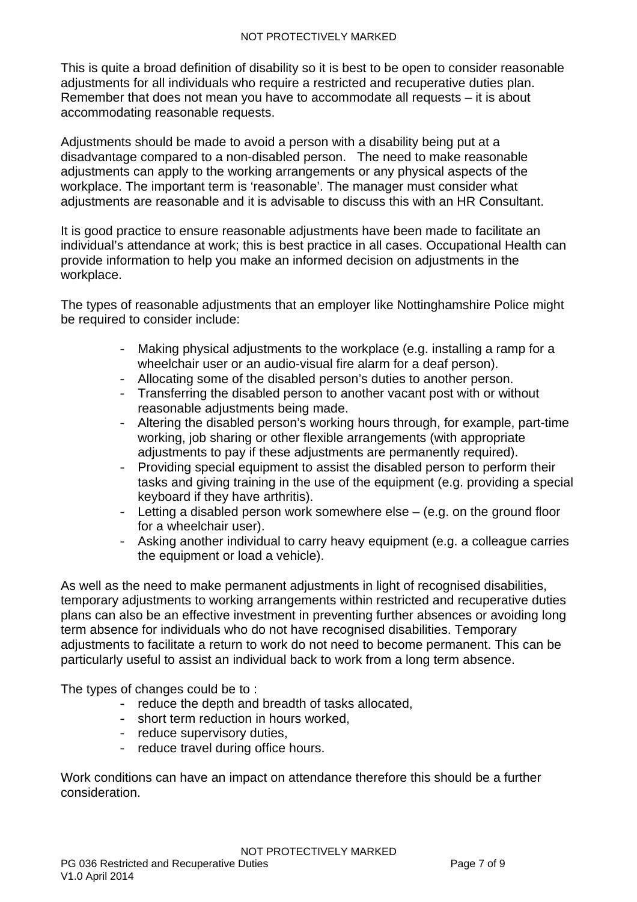This is quite a broad definition of disability so it is best to be open to consider reasonable adjustments for all individuals who require a restricted and recuperative duties plan. Remember that does not mean you have to accommodate all requests – it is about accommodating reasonable requests.

Adjustments should be made to avoid a person with a disability being put at a disadvantage compared to a non-disabled person. The need to make reasonable adjustments can apply to the working arrangements or any physical aspects of the workplace. The important term is 'reasonable'. The manager must consider what adjustments are reasonable and it is advisable to discuss this with an HR Consultant.

It is good practice to ensure reasonable adjustments have been made to facilitate an individual's attendance at work; this is best practice in all cases. Occupational Health can provide information to help you make an informed decision on adjustments in the workplace.

The types of reasonable adjustments that an employer like Nottinghamshire Police might be required to consider include:

- Making physical adjustments to the workplace (e.g. installing a ramp for a wheelchair user or an audio-visual fire alarm for a deaf person).
- Allocating some of the disabled person's duties to another person.
- Transferring the disabled person to another vacant post with or without reasonable adjustments being made.
- Altering the disabled person's working hours through, for example, part-time working, job sharing or other flexible arrangements (with appropriate adjustments to pay if these adjustments are permanently required).
- Providing special equipment to assist the disabled person to perform their tasks and giving training in the use of the equipment (e.g. providing a special keyboard if they have arthritis).
- Letting a disabled person work somewhere else – (e.g. on the ground floor for a wheelchair user).
- Asking another individual to carry heavy equipment (e.g. a colleague carries the equipment or load a vehicle).

As well as the need to make permanent adjustments in light of recognised disabilities, temporary adjustments to working arrangements within restricted and recuperative duties plans can also be an effective investment in preventing further absences or avoiding long term absence for individuals who do not have recognised disabilities. Temporary adjustments to facilitate a return to work do not need to become permanent. This can be particularly useful to assist an individual back to work from a long term absence.

The types of changes could be to :

- reduce the depth and breadth of tasks allocated,
- short term reduction in hours worked,
- reduce supervisory duties,
- reduce travel during office hours.

Work conditions can have an impact on attendance therefore this should be a further consideration.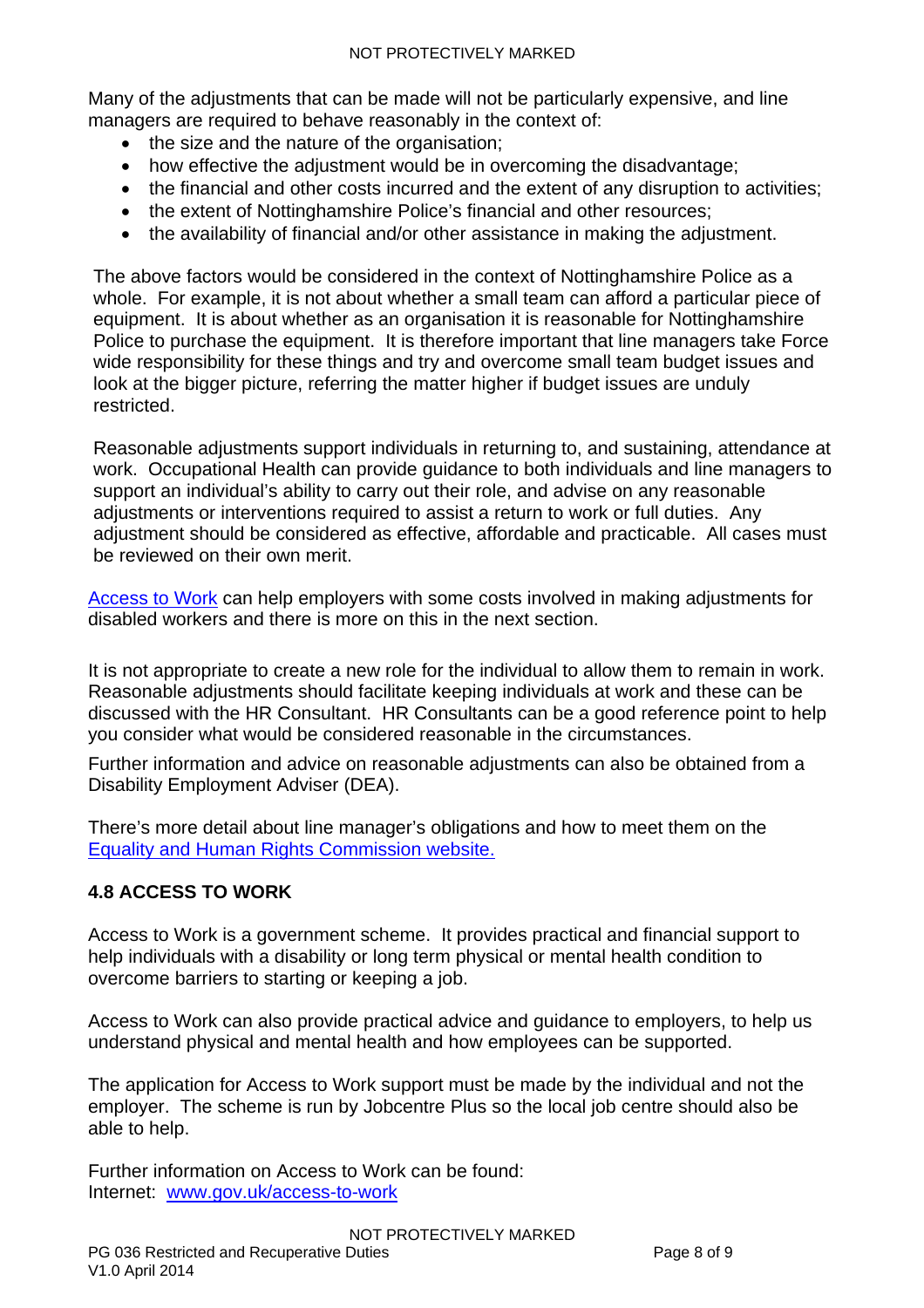Many of the adjustments that can be made will not be particularly expensive, and line managers are required to behave reasonably in the context of:

- the size and the nature of the organisation;
- how effective the adjustment would be in overcoming the disadvantage;
- the financial and other costs incurred and the extent of any disruption to activities;
- the extent of Nottinghamshire Police's financial and other resources;
- the availability of financial and/or other assistance in making the adjustment.

The above factors would be considered in the context of Nottinghamshire Police as a whole. For example, it is not about whether a small team can afford a particular piece of equipment. It is about whether as an organisation it is reasonable for Nottinghamshire Police to purchase the equipment. It is therefore important that line managers take Force wide responsibility for these things and try and overcome small team budget issues and look at the bigger picture, referring the matter higher if budget issues are unduly restricted.

Reasonable adjustments support individuals in returning to, and sustaining, attendance at work. Occupational Health can provide guidance to both individuals and line managers to support an individual's ability to carry out their role, and advise on any reasonable adjustments or interventions required to assist a return to work or full duties. Any adjustment should be considered as effective, affordable and practicable. All cases must be reviewed on their own merit.

Access to Work can help employers with some costs involved in making adjustments for disabled workers and there is more on this in the next section.

It is not appropriate to create a new role for the individual to allow them to remain in work. Reasonable adjustments should facilitate keeping individuals at work and these can be discussed with the HR Consultant. HR Consultants can be a good reference point to help you consider what would be considered reasonable in the circumstances.

Further information and advice on reasonable adjustments can also be obtained from a Disability Employment Adviser (DEA).

There's more detail about line manager's obligations and how to meet them on the Equality and Human Rights Commission website.

### 4.8 ACCESS TO WORK

Access to Work is a government scheme. It provides practical and financial support to help individuals with a disability or long term physical or mental health condition to overcome barriers to starting or keeping a job.

Access to Work can also provide practical advice and guidance to employers, to help us understand physical and mental health and how employees can be supported.

The application for Access to Work support must be made by the individual and not the employer. The scheme is run by Jobcentre Plus so the local job centre should also be able to help.

Further information on Access to Work can be found:
Internet: www.gov.uk/access-to-work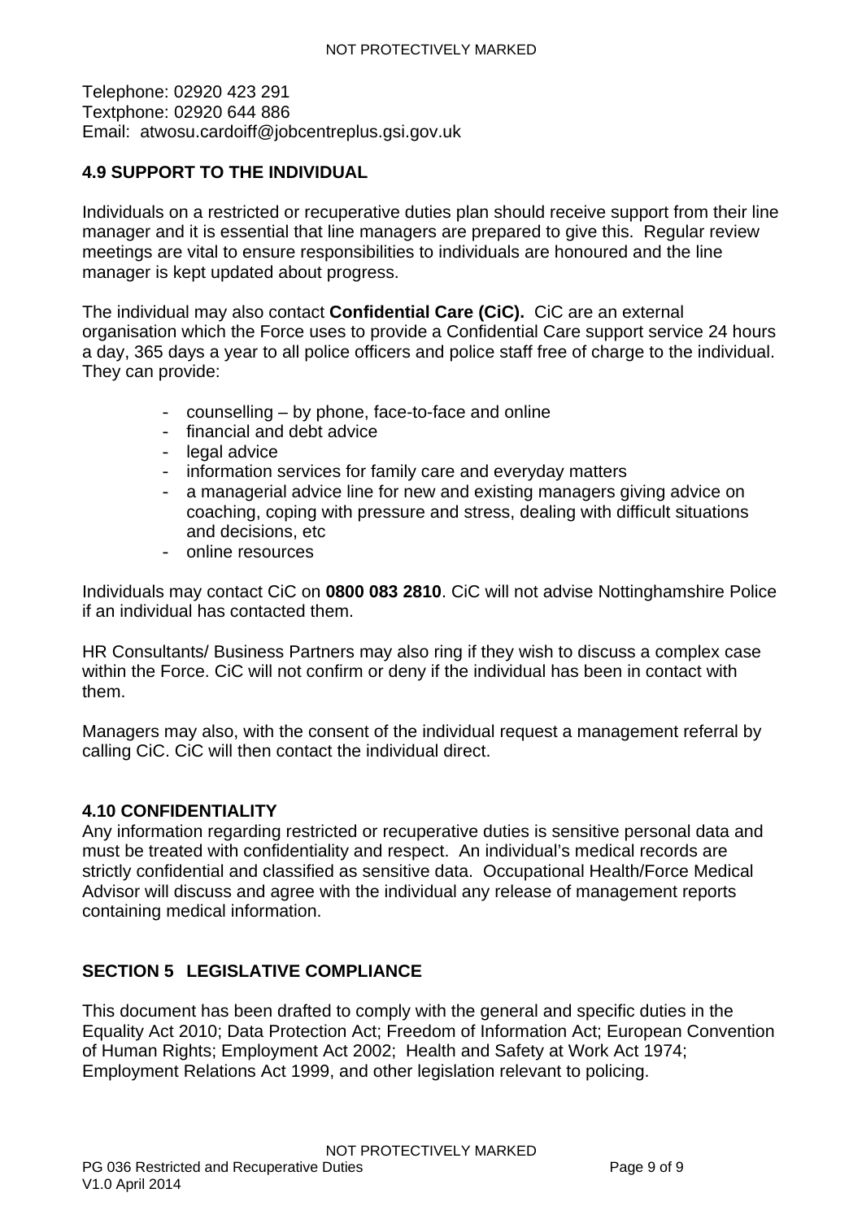Telephone: 02920 423 291
Textphone: 02920 644 886
Email: atwosu.cardoiff@jobcentreplus.gsi.gov.uk

### 4.9 SUPPORT TO THE INDIVIDUAL

Individuals on a restricted or recuperative duties plan should receive support from their line manager and it is essential that line managers are prepared to give this. Regular review meetings are vital to ensure responsibilities to individuals are honoured and the line manager is kept updated about progress.

The individual may also contact **Confidential Care (CiC).** CiC are an external organisation which the Force uses to provide a Confidential Care support service 24 hours a day, 365 days a year to all police officers and police staff free of charge to the individual. They can provide:

- counselling – by phone, face-to-face and online
- financial and debt advice
- legal advice
- information services for family care and everyday matters
- a managerial advice line for new and existing managers giving advice on coaching, coping with pressure and stress, dealing with difficult situations and decisions, etc
- online resources

Individuals may contact CiC on **0800 083 2810**. CiC will not advise Nottinghamshire Police if an individual has contacted them.

HR Consultants/ Business Partners may also ring if they wish to discuss a complex case within the Force. CiC will not confirm or deny if the individual has been in contact with them.

Managers may also, with the consent of the individual request a management referral by calling CiC. CiC will then contact the individual direct.

### 4.10 CONFIDENTIALITY

Any information regarding restricted or recuperative duties is sensitive personal data and must be treated with confidentiality and respect. An individual's medical records are strictly confidential and classified as sensitive data. Occupational Health/Force Medical Advisor will discuss and agree with the individual any release of management reports containing medical information.

## SECTION 5 LEGISLATIVE COMPLIANCE

This document has been drafted to comply with the general and specific duties in the Equality Act 2010; Data Protection Act; Freedom of Information Act; European Convention of Human Rights; Employment Act 2002; Health and Safety at Work Act 1974; Employment Relations Act 1999, and other legislation relevant to policing.